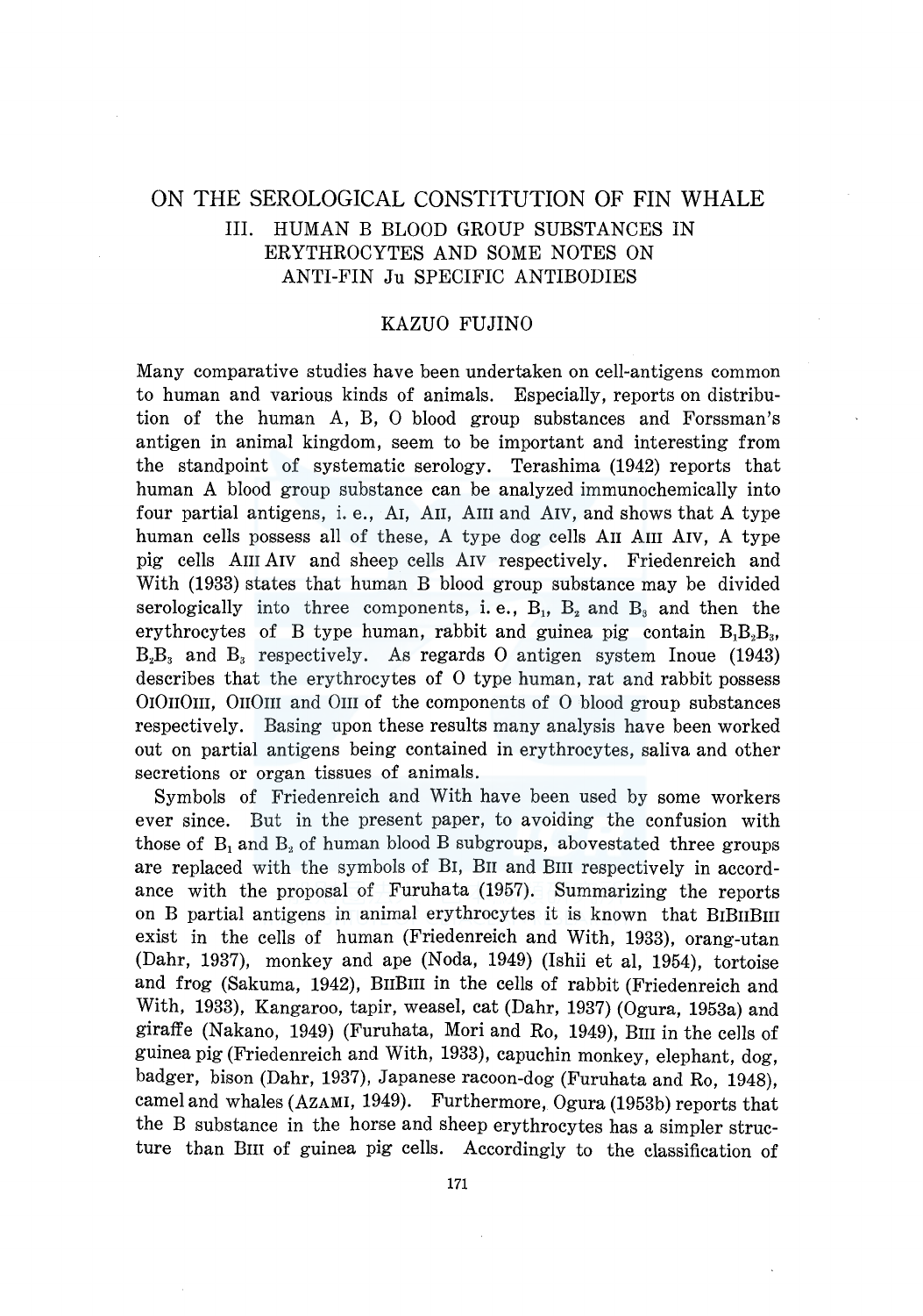# ON THE SEROLOGICAL CONSTITUTION OF FIN WHALE

## III. HUMAN B BLOOD GROUP SUBSTANCES IN ERYTHROCYTES AND SOME NOTES ON ANTI-FIN Ju SPECIFIC ANTIBODIES

### KAZUO FUJINO

Many comparative studies have been undertaken on cell-antigens common to human and various kinds of animals. Especially, reports on distribution of the human A, B, O blood group substances and Forssman's antigen in animal kingdom, seem to be important and interesting from the standpoint of systematic serology. Terashima (1942) reports that human A blood group substance can be analyzed immunochemically into four partial antigens, i. e., AI, AII, AIII and AIV, and shows that A type human cells possess all of these, A type dog cells AII AIII AIV, A type pig cells AIII AIV and sheep cells AIV respectively. Friedenreich and With (1933) states that human B blood group substance may be divided serologically into three components, i. e., $B_1$, $B_2$ and $B_3$ and then the erythrocytes of B type human, rabbit and guinea pig contain $B_1B_2B_3$, $B_2B_3$ and $B_3$ respectively. As regards O antigen system Inoue (1943) describes that the erythrocytes of O type human, rat and rabbit possess OIOIIOIII, OIIOIII and OIII of the components of O blood group substances respectively. Basing upon these results many analysis have been worked out on partial antigens being contained in erythrocytes, saliva and other secretions or organ tissues of animals.

Symbols of Friedenreich and With have been used by some workers ever since. But in the present paper, to avoiding the confusion with those of $B_1$ and $B_2$ of human blood B subgroups, abovestated three groups are replaced with the symbols of BI, BII and BIII respectively in accordance with the proposal of Furuhata (1957). Summarizing the reports on B partial antigens in animal erythrocytes it is known that BIBIIBIII exist in the cells of human (Friedenreich and With, 1933), orang-utan (Dahr, 1937), monkey and ape (Noda, 1949) (Ishii et al, 1954), tortoise and frog (Sakuma, 1942), BIIBIII in the cells of rabbit (Friedenreich and With, 1933), Kangaroo, tapir, weasel, cat (Dahr, 1937) (Ogura, 1953a) and giraffe (Nakano, 1949) (Furuhata, Mori and Ro, 1949), BIII in the cells of guinea pig (Friedenreich and With, 1933), capuchin monkey, elephant, dog, badger, bison (Dahr, 1937), Japanese racoon-dog (Furuhata and Ro, 1948), camel and whales (AZAMI, 1949). Furthermore, Ogura (1953b) reports that the B substance in the horse and sheep erythrocytes has a simpler structure than BIII of guinea pig cells. Accordingly to the classification of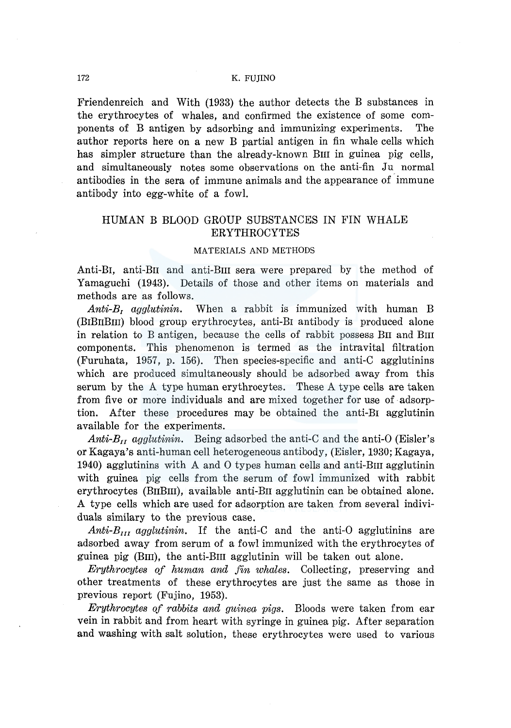Friendenreich and With (1933) the author detects the B substances in the erythrocytes of whales, and confirmed the existence of some components of B antigen by adsorbing and immunizing experiments. The author reports here on a new B partial antigen in fin whale cells which has simpler structure than the already-known BIII in guinea pig cells, and simultaneously notes some observations on the anti-fin Ju normal antibodies in the sera of immune animals and the appearance of immune antibody into egg-white of a fowl.

## HUMAN B BLOOD GROUP SUBSTANCES IN FIN WHALE ERYTHROCYTES

### MATERIALS AND METHODS

Anti-BI, anti-BII and anti-BIII sera were prepared by the method of Yamaguchi (1943). Details of those and other items on materials and methods are as follows.

*Anti-$B_I$ agglutinin.* When a rabbit is immunized with human B (BIBIIBIII) blood group erythrocytes, anti-BI antibody is produced alone in relation to B antigen, because the cells of rabbit possess BII and BIII components. This phenomenon is termed as the intravital filtration (Furuhata, 1957, p. 156). Then species-specific and anti-C agglutinins which are produced simultaneously should be adsorbed away from this serum by the A type human erythrocytes. These A type cells are taken from five or more individuals and are mixed together for use of adsorption. After these procedures may be obtained the anti-BI agglutinin available for the experiments.

*Anti-$B_{II}$ agglutinin.* Being adsorbed the anti-C and the anti-O (Eisler's or Kagaya's anti-human cell heterogeneous antibody, (Eisler, 1930; Kagaya, 1940) agglutinins with A and O types human cells and anti-BIII agglutinin with guinea pig cells from the serum of fowl immunized with rabbit erythrocytes (BIIBIII), available anti-BII agglutinin can be obtained alone. A type cells which are used for adsorption are taken from several individuals similary to the previous case.

*Anti-$B_{III}$ agglutinin.* If the anti-C and the anti-O agglutinins are adsorbed away from serum of a fowl immunized with the erythrocytes of guinea pig (BIII), the anti-BIII agglutinin will be taken out alone.

*Erythrocytes of human and fin whales.* Collecting, preserving and other treatments of these erythrocytes are just the same as those in previous report (Fujino, 1953).

*Erythrocytes of rabbits and guinea pigs.* Bloods were taken from ear vein in rabbit and from heart with syringe in guinea pig. After separation and washing with salt solution, these erythrocytes were used to various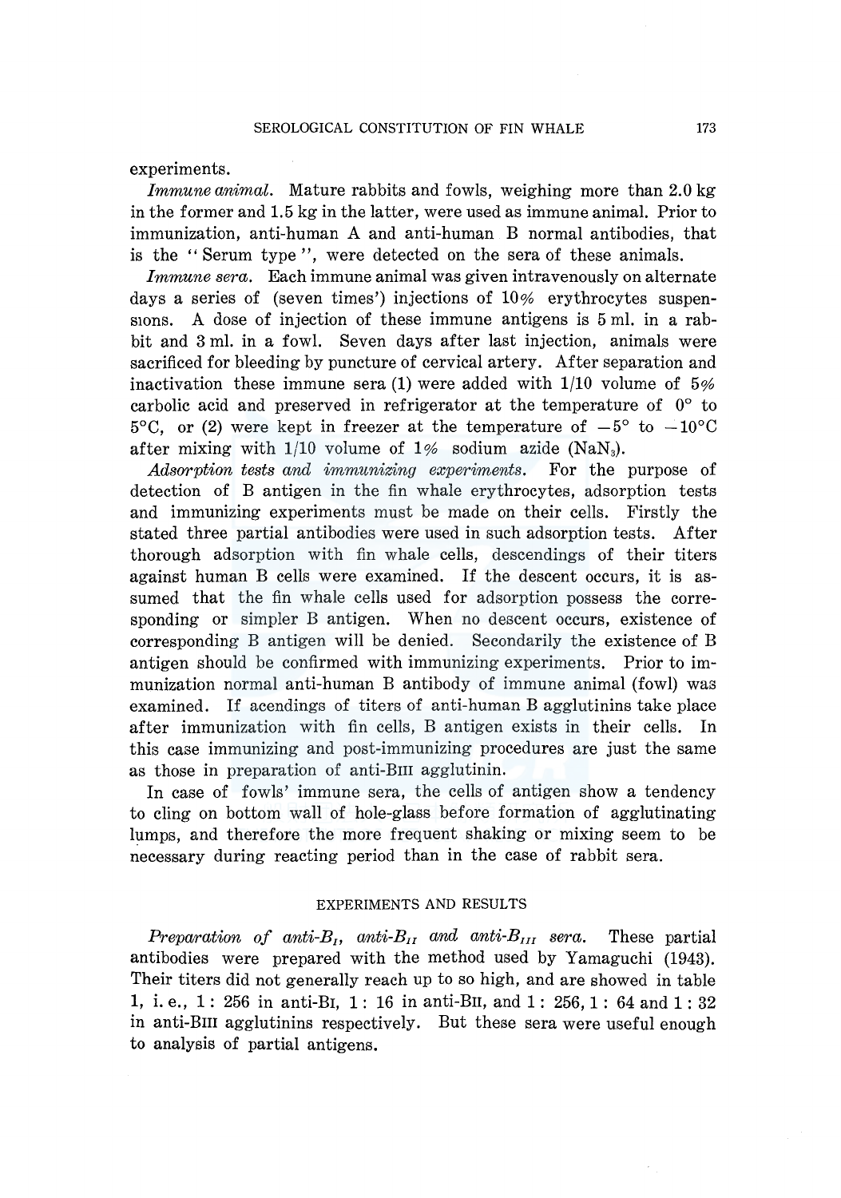experiments.

*Immune animal.* Mature rabbits and fowls, weighing more than 2.0 kg in the former and 1.5 kg in the latter, were used as immune animal. Prior to immunization, anti-human A and anti-human B normal antibodies, that is the " Serum type ", were detected on the sera of these animals.

*Immune sera.* Each immune animal was given intravenously on alternate days a series of (seven times') injections of 10% erythrocytes suspensions. A dose of injection of these immune antigens is 5 ml. in a rabbit and 3 ml. in a fowl. Seven days after last injection, animals were sacrificed for bleeding by puncture of cervical artery. After separation and inactivation these immune sera (1) were added with 1/10 volume of 5% carbolic acid and preserved in refrigerator at the temperature of 0° to 5°C, or (2) were kept in freezer at the temperature of −5° to −10°C after mixing with 1/10 volume of 1% sodium azide ($NaN_3$).

*Adsorption tests and immunizing experiments.* For the purpose of detection of B antigen in the fin whale erythrocytes, adsorption tests and immunizing experiments must be made on their cells. Firstly the stated three partial antibodies were used in such adsorption tests. After thorough adsorption with fin whale cells, descendings of their titers against human B cells were examined. If the descent occurs, it is assumed that the fin whale cells used for adsorption possess the corresponding or simpler B antigen. When no descent occurs, existence of corresponding B antigen will be denied. Secondarily the existence of B antigen should be confirmed with immunizing experiments. Prior to immunization normal anti-human B antibody of immune animal (fowl) was examined. If acendings of titers of anti-human B agglutinins take place after immunization with fin cells, B antigen exists in their cells. In this case immunizing and post-immunizing procedures are just the same as those in preparation of anti-BIII agglutinin.

In case of fowls' immune sera, the cells of antigen show a tendency to cling on bottom wall of hole-glass before formation of agglutinating lumps, and therefore the more frequent shaking or mixing seem to be necessary during reacting period than in the case of rabbit sera.

## EXPERIMENTS AND RESULTS

*Preparation of anti-$B_I$, anti-$B_{II}$ and anti-$B_{III}$ sera.* These partial antibodies were prepared with the method used by Yamaguchi (1943). Their titers did not generally reach up to so high, and are showed in table 1, i. e., 1 : 256 in anti-BI, 1 : 16 in anti-BII, and 1 : 256, 1 : 64 and 1 : 32 in anti-BIII agglutinins respectively. But these sera were useful enough to analysis of partial antigens.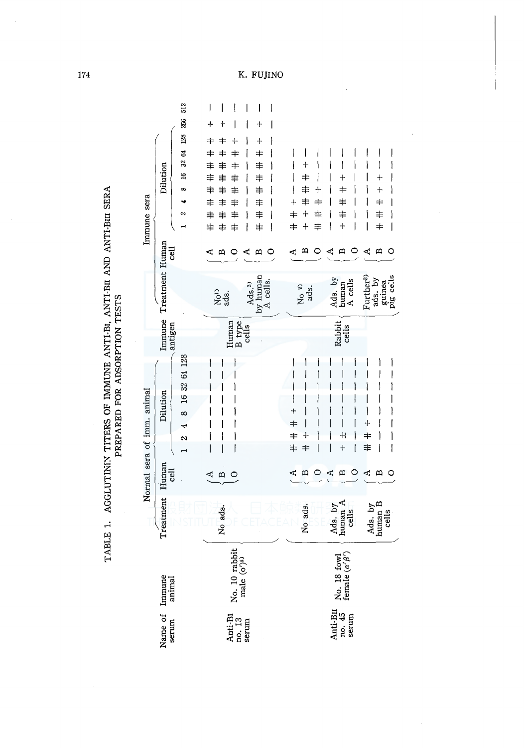TABLE 1. AGGLUTININ TITERS OF IMMUNE ANTI-BI, ANTI-BII AND ANTI-BIII SERA PREPARED FOR ADSORPTION TESTS

| Name of serum | Immune animal | Normal sera of imm. animal: Treatment | Human cell | 1 | 2 | 4 | 8 | 16 | 32 | 64 | 128 | Immune antigen | Immune sera: Treatment | Human cell | 1 | 2 | 4 | 8 | 16 | 32 | 64 | 128 | 256 | 512 |
|---|---|---|---|---|---|---|---|---|---|---|---|---|---|---|---|---|---|---|---|---|---|---|---|---|
| Anti-BI no. 13 serum | No. 10 rabbit male (♂)[4] | No ads. | A | − | − | − | − | − | − | − | − | Human B type cells | No[1] ads. | A | 卄 | 卄 | 卄 | 卄 | 卄 | 卄 | 卄 | 卄 | + | − |
| | | | B | − | − | − | − | − | − | − | − | | | B | 卄 | 卄 | 卄 | 卄 | 卄 | 卄 | 卄 | 卄 | + | − |
| | | | O | − | − | − | − | − | − | − | − | | | O | 卄 | 卄 | 卄 | 卄 | 卄 | 卄 | 卄 | + | − | − |
| | | | | | | | | | | | | | Ads.[3] by human A cells. | A | − | − | − | − | − | − | − | − | − | − |
| | | | | | | | | | | | | | | B | 卄 | 卄 | 卄 | 卄 | 卄 | 卄 | 卄 | + | + | − |
| | | | | | | | | | | | | | | O | − | − | − | − | − | − | − | − | − | − |
| Anti-BII no. 45 serum | No. 18 fowl female (α'β') | No ads. | A | 卄 | 卄 | 卄 | + | − | − | − | − | Rabbit cells | No[2] ads. | A | 卄 | 卄 | + | − | − | − | − | | | |
| | | | B | 卄 | + | − | − | − | − | − | − | | | B | + | + | 卄 | 卄 | 卄 | + | − | | | |
| | | | O | − | − | − | − | − | − | − | − | | | O | 卄 | 卄 | + | − | − | − | − | | | |
| | | Ads. by human A cells | A | − | − | − | − | − | − | − | − | | Ads. by human A cells | A | − | − | − | − | − | − | − | | | |
| | | | B | + | ± | − | − | − | − | − | − | | | B | + | 卄 | 卄 | 卄 | + | − | − | | | |
| | | | O | − | − | − | − | − | − | − | − | | | O | − | − | − | − | − | − | − | | | |
| | | Ads. by human B cells | A | 卄 | 卄 | + | − | − | − | − | − | | Further[3] ads. by guinea pig cells | A | − | − | − | − | − | − | − | | | |
| | | | B | − | − | − | − | − | − | − | − | | | B | 卄 | 卄 | 卄 | + | + | − | − | | | |
| | | | O | − | − | − | − | − | − | − | − | | | O | − | − | − | − | − | − | − | | | |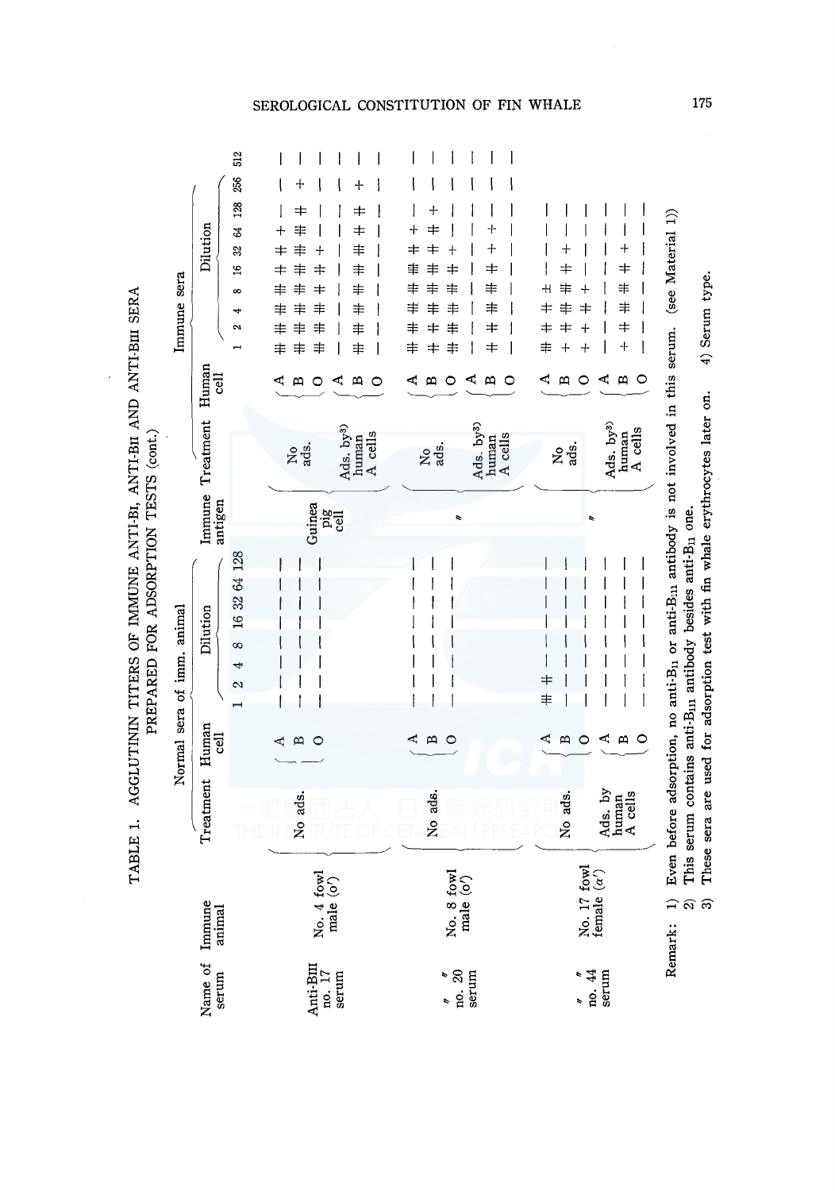TABLE 1. AGGLUTININ TITERS OF IMMUNE ANTI-BI, ANTI-BII AND ANTI-BIII SERA PREPARED FOR ADSORPTION TESTS (cont.)

| Name of serum | Immune animal | Normal sera of imm. animal: Treatment | Human cell | Dilution 1 | 2 | 4 | 8 | 16 | 32 | 64 | 128 | Immune antigen | Immune sera: Treatment | Human cell | Dilution 1 | 2 | 4 | 8 | 16 | 32 | 64 | 128 | 256 | 512 |
|---|---|---|---|---|---|---|---|---|---|---|---|---|---|---|---|---|---|---|---|---|---|---|---|---|
| Anti-BIII no. 17 serum | No. 4 fowl male (♂) | No ads. | A | − | − | − | − | − | − | − | − | Guinea pig cell | No ads. | A | ⧺ | ⧺ | ⧺ | ⧺ | ⧺ | ⧺ | + | − | − | − |
| | | | B | − | − | − | − | − | − | − | − | | | B | ⧺ | ⧺ | ⧺ | ⧺ | ⧺ | ⧺ | ⧺ | ⧺ | + | − |
| | | | O | − | − | − | − | − | − | − | − | | | O | ⧺ | ⧺ | ⧺ | ⧺ | ⧺ | + | − | − | − | − |
| | | | | | | | | | | | | | Ads. by[3] human A cells | A | − | − | − | − | − | − | − | − | − | − |
| | | | | | | | | | | | | | | B | ⧺ | ⧺ | ⧺ | ⧺ | ⧺ | ⧺ | ⧺ | ⧺ | + | − |
| | | | | | | | | | | | | | | O | − | − | − | − | − | − | − | − | − | − |
| 〃 〃 no. 20 serum | No. 8 fowl male (♂) | No ads. | A | − | − | − | − | − | − | − | − | 〃 | No ads. | A | ⧺ | ⧺ | ⧺ | ⧺ | ⧺ | ⧺ | + | − | − | − |
| | | | B | − | − | − | − | − | − | − | − | | | B | ⧺ | ⧺ | ⧺ | ⧺ | ⧺ | ⧺ | ⧺ | + | − | − |
| | | | O | − | − | − | − | − | − | − | − | | | O | ⧺ | ⧺ | ⧺ | ⧺ | ⧺ | + | − | − | − | − |
| | | | | | | | | | | | | | Ads. by[3] human A cells | A | − | − | − | − | − | − | − | − | − | − |
| | | | | | | | | | | | | | | B | + | + | ⧺ | ⧺ | ⧺ | + | + | − | − | − |
| | | | | | | | | | | | | | | O | − | − | − | − | − | − | − | − | − | − |
| 〃 〃 no. 44 serum | No. 17 fowl female (♀) | No ads. | A | ⧺ | ⧺ | − | − | − | − | − | − | 〃 | No ads. | A | ⧺ | + | + | ± | − | − | − | − | − | − |
| | | | B | − | − | − | − | − | − | − | − | | | B | + | + | ⧺ | ⧺ | ⧺ | + | − | − | − | − |
| | | | O | − | − | − | − | − | − | − | − | | | O | + | + | + | + | − | − | − | − | − | − |
| | | Ads. by human A cells | A | − | − | − | − | − | − | − | − | | Ads. by[3] human A cells | A | − | − | − | − | − | − | − | − | − | − |
| | | | B | − | − | − | − | − | − | − | − | | | B | + | + | ⧺ | ⧺ | + | − | − | − | − | − |
| | | | O | − | − | − | − | − | − | − | − | | | O | − | − | − | − | − | − | − | − | − | − |

Remark: 1) Even before adsorption, no anti-$B_{II}$ or anti-$B_{III}$ antibody is not involved in this serum. (see Material 1))
2) This serum contains anti-$B_{III}$ antibody besides anti-$B_{II}$ one.
3) These sera are used for adsorption test with fin whale erythrocytes later on.
4) Serum type.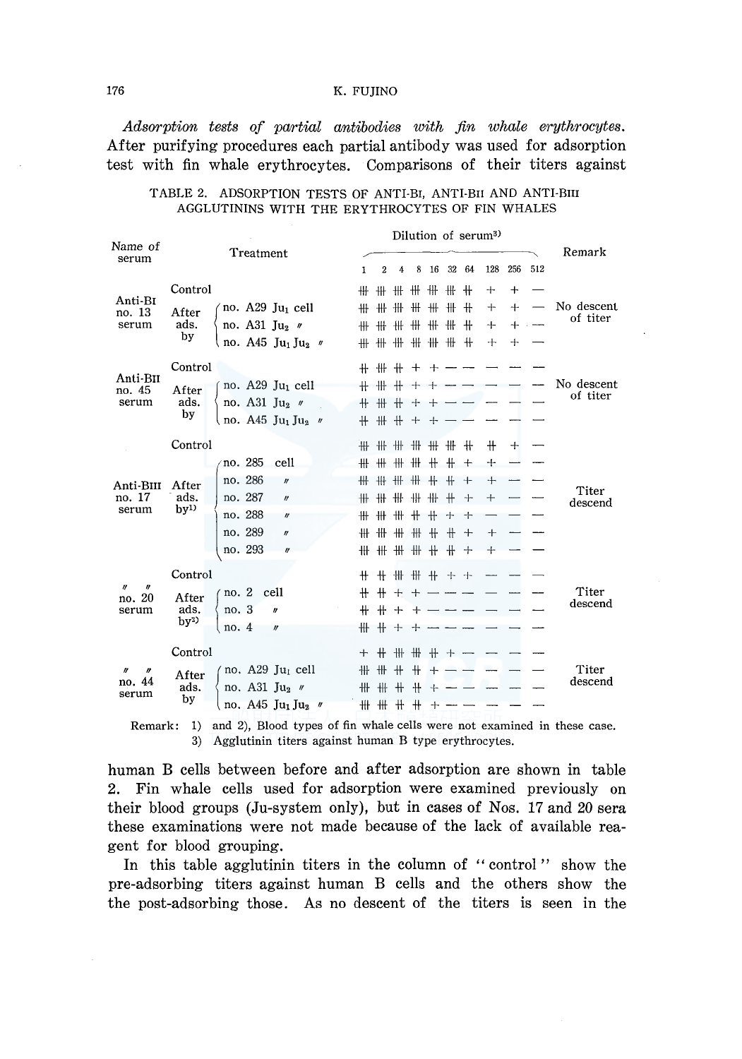*Adsorption tests of partial antibodies with fin whale erythrocytes.* After purifying procedures each partial antibody was used for adsorption test with fin whale erythrocytes. Comparisons of their titers against

TABLE 2. ADSORPTION TESTS OF ANTI-$B_I$, ANTI-$B_{II}$ AND ANTI-$B_{III}$ AGGLUTININS WITH THE ERYTHROCYTES OF FIN WHALES

| Name of serum | Treatment | | 1 | 2 | 4 | 8 | 16 | 32 | 64 | 128 | 256 | 512 | Remark |
|---|---|---|---|---|---|---|---|---|---|---|---|---|---|
| | | | Dilution of serum[3)] | | | | | | | | | | |
| Anti-$B_I$ no. 13 serum | Control | | ⧻ | ⧻ | ⧻ | ⧻ | ⧻ | ⧻ | ++ | + | + | — | No descent of titer |
| | After ads. by | no. A29 $Ju_1$ cell | ⧻ | ⧻ | ⧻ | ⧻ | ⧻ | ⧻ | ++ | + | + | — | |
| | | no. A31 $Ju_2$ 〃 | ⧻ | ⧻ | ⧻ | ⧻ | ⧻ | ⧻ | ++ | + | + | — | |
| | | no. A45 $Ju_1 Ju_2$ 〃 | ⧻ | ⧻ | ⧻ | ⧻ | ⧻ | ⧻ | ++ | + | + | — | |
| Anti-$B_{II}$ no. 45 serum | Control | | ++ | ⧻ | ++ | + | + | — | — | — | — | — | No descent of titer |
| | After ads. by | no. A29 $Ju_1$ cell | ++ | ⧻ | ++ | + | + | — | — | — | — | — | |
| | | no. A31 $Ju_2$ 〃 | ++ | ⧻ | ++ | + | + | — | — | — | — | — | |
| | | no. A45 $Ju_1 Ju_2$ 〃 | ++ | ⧻ | ++ | + | + | — | — | — | — | — | |
| Anti-$B_{III}$ no. 17 serum | Control | | ⧻ | ⧻ | ⧻ | ⧻ | ⧻ | ⧻ | ++ | ++ | + | — | Titer descend |
| | After ads. by[1)] | no. 285 cell | ⧻ | ⧻ | ⧻ | ⧻ | ++ | ++ | + | + | — | — | |
| | | no. 286 〃 | ⧻ | ⧻ | ⧻ | ⧻ | ++ | ++ | + | + | — | — | |
| | | no. 287 〃 | ⧻ | ⧻ | ⧻ | ⧻ | ⧻ | ++ | + | + | — | — | |
| | | no. 288 〃 | ⧻ | ⧻ | ⧻ | ++ | ++ | + | + | — | — | — | |
| | | no. 289 〃 | ⧻ | ⧻ | ⧻ | ⧻ | ++ | ++ | + | + | — | — | |
| | | no. 293 〃 | ⧻ | ⧻ | ⧻ | ⧻ | ++ | ++ | + | + | — | — | |
| 〃 〃 no. 20 serum | Control | | ++ | ++ | ⧻ | ⧻ | ++ | + | + | — | — | — | Titer descend |
| | After ads. by[2)] | no. 2 cell | ++ | ++ | + | + | — | — | — | — | — | — | |
| | | no. 3 〃 | ++ | ++ | + | + | — | — | — | — | — | — | |
| | | no. 4 〃 | ⧻ | ++ | + | + | — | — | — | — | — | — | |
| 〃 〃 no. 44 serum | Control | | + | ++ | ⧻ | ⧻ | ++ | + | — | — | — | — | Titer descend |
| | After ads. by | no. A29 $Ju_1$ cell | ⧻ | ⧻ | ++ | ++ | + | — | — | — | — | — | |
| | | no. A31 $Ju_2$ 〃 | ⧻ | ⧻ | ++ | ++ | + | — | — | — | — | — | |
| | | no. A45 $Ju_1 Ju_2$ 〃 | ⧻ | ⧻ | ++ | ++ | + | — | — | — | — | — | |

Remark: 1) and 2), Blood types of fin whale cells were not examined in these case.
3) Agglutinin titers against human B type erythrocytes.

human B cells between before and after adsorption are shown in table 2. Fin whale cells used for adsorption were examined previously on their blood groups (Ju-system only), but in cases of Nos. 17 and 20 sera these examinations were not made because of the lack of available reagent for blood grouping.

In this table agglutinin titers in the column of "control" show the pre-adsorbing titers against human B cells and the others show the the post-adsorbing those. As no descent of the titers is seen in the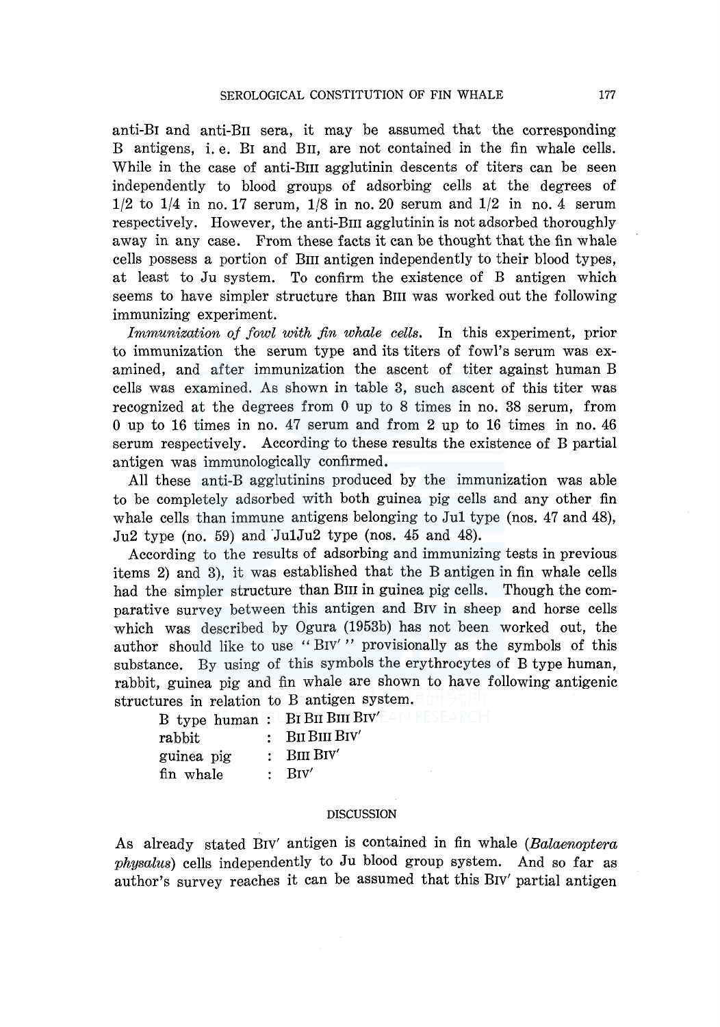anti-BI and anti-BII sera, it may be assumed that the corresponding B antigens, i. e. BI and BII, are not contained in the fin whale cells. While in the case of anti-BIII agglutinin descents of titers can be seen independently to blood groups of adsorbing cells at the degrees of 1/2 to 1/4 in no. 17 serum, 1/8 in no. 20 serum and 1/2 in no. 4 serum respectively. However, the anti-BIII agglutinin is not adsorbed thoroughly away in any case. From these facts it can be thought that the fin whale cells possess a portion of BIII antigen independently to their blood types, at least to Ju system. To confirm the existence of B antigen which seems to have simpler structure than BIII was worked out the following immunizing experiment.

*Immunization of fowl with fin whale cells.* In this experiment, prior to immunization the serum type and its titers of fowl's serum was examined, and after immunization the ascent of titer against human B cells was examined. As shown in table 3, such ascent of this titer was recognized at the degrees from 0 up to 8 times in no. 38 serum, from 0 up to 16 times in no. 47 serum and from 2 up to 16 times in no. 46 serum respectively. According to these results the existence of B partial antigen was immunologically confirmed.

All these anti-B agglutinins produced by the immunization was able to be completely adsorbed with both guinea pig cells and any other fin whale cells than immune antigens belonging to Ju1 type (nos. 47 and 48), Ju2 type (no. 59) and Ju1Ju2 type (nos. 45 and 48).

According to the results of adsorbing and immunizing tests in previous items 2) and 3), it was established that the B antigen in fin whale cells had the simpler structure than BIII in guinea pig cells. Though the comparative survey between this antigen and BIV in sheep and horse cells which was described by Ogura (1953b) has not been worked out, the author should like to use "BIV′" provisionally as the symbols of this substance. By using of this symbols the erythrocytes of B type human, rabbit, guinea pig and fin whale are shown to have following antigenic structures in relation to B antigen system.

| | | |
|---|---|---|
| B type human | : | BI BII BIII BIV′ |
| rabbit | : | BII BIII BIV′ |
| guinea pig | : | BIII BIV′ |
| fin whale | : | BIV′ |

## DISCUSSION

As already stated BIV′ antigen is contained in fin whale (*Balaenoptera physalus*) cells independently to Ju blood group system. And so far as author's survey reaches it can be assumed that this BIV′ partial antigen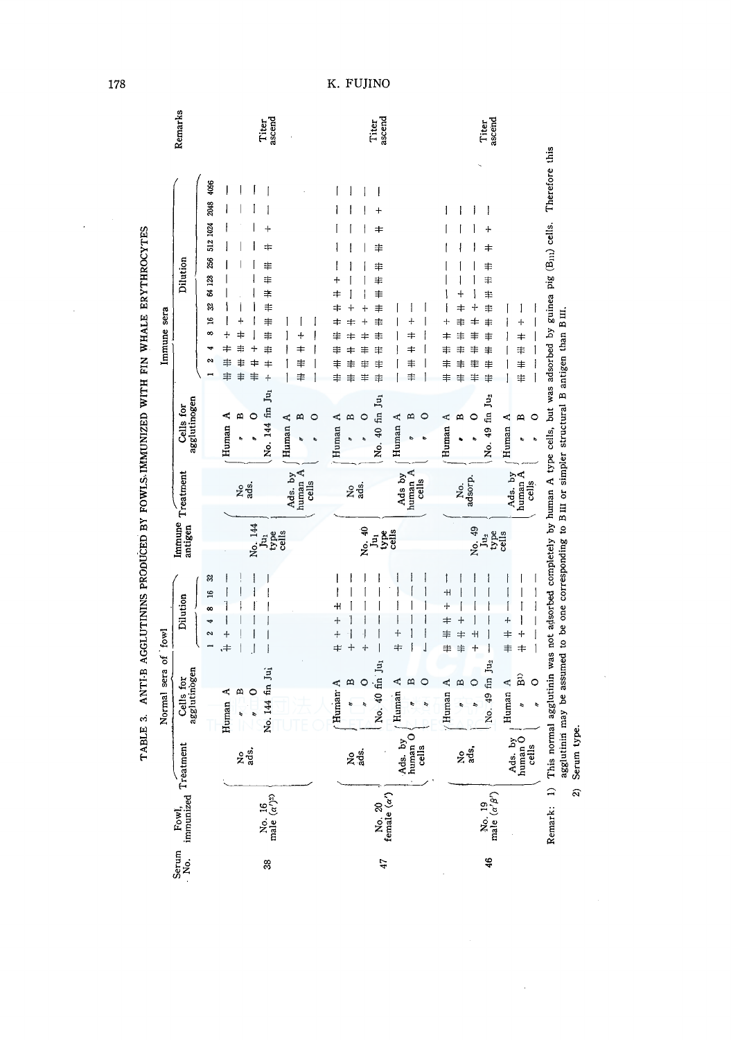TABLE 3. ANTI-B AGGLUTININS PRODUCED BY FOWLS IMMUNIZED WITH FIN WHALE ERYTHROCYTES

| Serum No. | Fowl, immunized | Normal sera of fowl: Treatment | Cells for agglutinogen | Dilution (1, 2, 4, 8, 16, 32) | Immune antigen | Immune sera: Treatment | Cells for agglutinogen | Dilution (1, 2, 4, 8, 16, 32, 64, 128, 256, 512, 1024, 2048, 4096) | Remarks |
|---|---|---|---|---|---|---|---|---|---|
| 38 | No. 16 male (α')[2] | No ads. | Human A | # + − − − − | No. 144 Ju₁ type cells | No ads. | Human A | # # # + − − − − − − − − − | |
| | | | 〃 B | − − − − − − | | | 〃 B | # # # # + − − − − − − − − | |
| | | | 〃 O | − − − − − − | | | 〃 O | # # + − − − − − − − − − − | |
| | | | No. 144 fin Ju₁ | − − − − − − | | | No. 144 fin Ju₁ | + # # # # # # # # # + − − | Titer ascend |
| | | | | | | Ads. by human A cells | Human A | − − − − | |
| | | | | | | | 〃 B | # # + − | |
| | | | | | | | 〃 O | − − − − | |
| 47 | No. 20 female (α') | No ads. | Human A | # + + ± − − | No. 40 Ju₁ type cells | No ads. | Human A | # # # # # # + − − − − − − | |
| | | | 〃 B | + − − − − − | | | 〃 B | # # # # + + − − − − − − − | |
| | | | 〃 O | + − − − − − | | | 〃 O | # # # # + + − − − − − − − | |
| | | | No. 40 fin Ju₁ | − − − − − − | | | No. 40 fin Ju₁ | # # # # # # # # # # # + − | Titer ascend |
| | | Ads. by human O cells | Human A | # + − − − − | | Ads by human A cells | Human A | − − − − | |
| | | | 〃 B | − − − − − − | | | 〃 B | # # # + − | |
| | | | 〃 O | − − − − − − | | | 〃 O | − − − − | |
| 46 | No. 19 male (α'β') | No ads. | Human A | # # # + ± − | No. 49 Ju₂ type cells | No. adsorp. | Human A | # # # # + − − − − − − − − | |
| | | | 〃 B | # # + − − − | | | 〃 B | # # # # # + − − − − − − − | |
| | | | 〃 O | + ± − − − − | | | 〃 O | # # # # + − − − − − − − − | |
| | | | No. 49 fin Ju₂ | − − − − − − | | | No. 49 fin Ju₂ | # # # # # # # # # # + − | Titer ascend |
| | | Ads. by human O cells | Human A | # # + − − − | | Ads. by human A cells | Human A | − − − − | |
| | | | 〃 B[1] | # + − − − − | | | 〃 B | # # # + − | |
| | | | 〃 O | − − − − − − | | | 〃 O | − − − − | |

Remark: 1) This normal agglutinin was not adsorbed completely by human A type cells, but was adsorbed by guinea pig ($B_{III}$) cells. Therefore this agglutinin may be assumed to be one corresponding to B III or simpler structural B antigen than B III.

2) Serum type.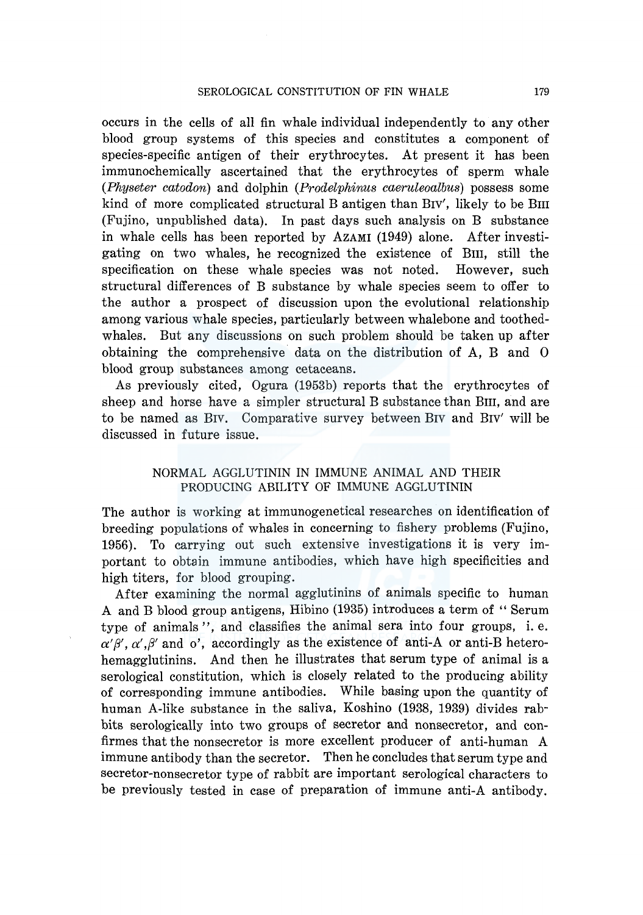occurs in the cells of all fin whale individual independently to any other blood group systems of this species and constitutes a component of species-specific antigen of their erythrocytes. At present it has been immunochemically ascertained that the erythrocytes of sperm whale (*Physeter catodon*) and dolphin (*Prodelphinus caeruleoalbus*) possess some kind of more complicated structural B antigen than BIV′, likely to be BIII (Fujino, unpublished data). In past days such analysis on B substance in whale cells has been reported by AZAMI (1949) alone. After investigating on two whales, he recognized the existence of BIII, still the specification on these whale species was not noted. However, such structural differences of B substance by whale species seem to offer to the author a prospect of discussion upon the evolutional relationship among various whale species, particularly between whalebone and toothed-whales. But any discussions on such problem should be taken up after obtaining the comprehensive data on the distribution of A, B and O blood group substances among cetaceans.

As previously cited, Ogura (1953b) reports that the erythrocytes of sheep and horse have a simpler structural B substance than BIII, and are to be named as BIV. Comparative survey between BIV and BIV′ will be discussed in future issue.

## NORMAL AGGLUTININ IN IMMUNE ANIMAL AND THEIR PRODUCING ABILITY OF IMMUNE AGGLUTININ

The author is working at immunogenetical researches on identification of breeding populations of whales in concerning to fishery problems (Fujino, 1956). To carrying out such extensive investigations it is very important to obtain immune antibodies, which have high specificities and high titers, for blood grouping.

After examining the normal agglutinins of animals specific to human A and B blood group antigens, Hibino (1935) introduces a term of " Serum type of animals ", and classifies the animal sera into four groups, i. e. $\alpha'\beta'$, $\alpha'$,$\beta'$ and o′, accordingly as the existence of anti-A or anti-B heterohemagglutinins. And then he illustrates that serum type of animal is a serological constitution, which is closely related to the producing ability of corresponding immune antibodies. While basing upon the quantity of human A-like substance in the saliva, Koshino (1938, 1939) divides rabbits serologically into two groups of secretor and nonsecretor, and confirmes that the nonsecretor is more excellent producer of anti-human A immune antibody than the secretor. Then he concludes that serum type and secretor-nonsecretor type of rabbit are important serological characters to be previously tested in case of preparation of immune anti-A antibody.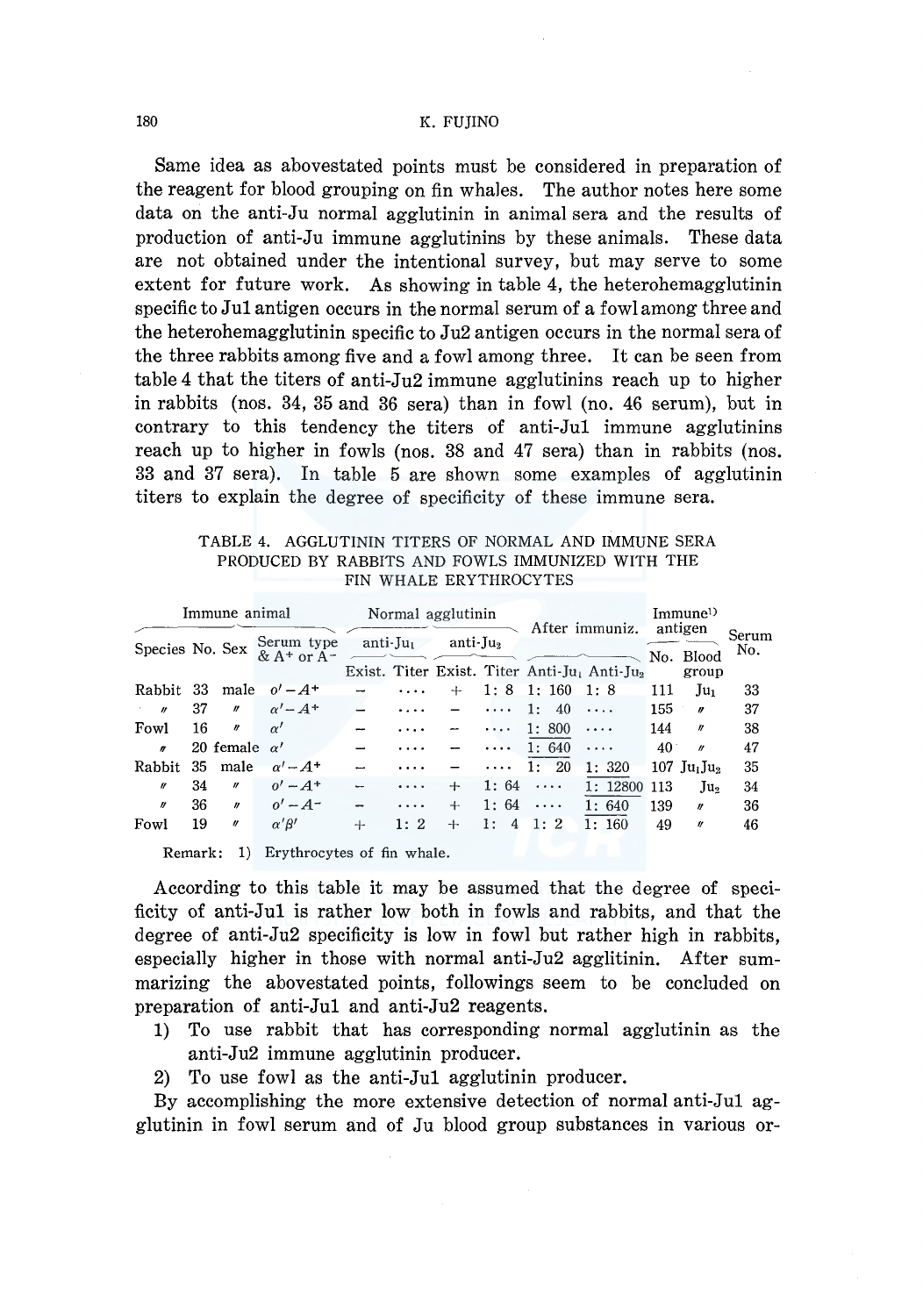Same idea as abovestated points must be considered in preparation of the reagent for blood grouping on fin whales. The author notes here some data on the anti-Ju normal agglutinin in animal sera and the results of production of anti-Ju immune agglutinins by these animals. These data are not obtained under the intentional survey, but may serve to some extent for future work. As showing in table 4, the heterohemagglutinin specific to Ju1 antigen occurs in the normal serum of a fowl among three and the heterohemagglutinin specific to Ju2 antigen occurs in the normal sera of the three rabbits among five and a fowl among three. It can be seen from table 4 that the titers of anti-Ju2 immune agglutinins reach up to higher in rabbits (nos. 34, 35 and 36 sera) than in fowl (no. 46 serum), but in contrary to this tendency the titers of anti-Ju1 immune agglutinins reach up to higher in fowls (nos. 38 and 47 sera) than in rabbits (nos. 33 and 37 sera). In table 5 are shown some examples of agglutinin titers to explain the degree of specificity of these immune sera.

TABLE 4. AGGLUTININ TITERS OF NORMAL AND IMMUNE SERA PRODUCED BY RABBITS AND FOWLS IMMUNIZED WITH THE FIN WHALE ERYTHROCYTES

| Immune animal | | | | Normal agglutinin | | | | After immuniz. | | Immune[1)] antigen | | Serum No. |
|---|---|---|---|---|---|---|---|---|---|---|---|---|
| Species | No. | Sex | Serum type & $A^+$ or $A^-$ | anti-$Ju_1$ | | anti-$Ju_2$ | | | | No. | Blood group | |
| | | | | Exist. | Titer | Exist. | Titer | Anti-$Ju_1$ | Anti-$Ju_2$ | | | |
| Rabbit | 33 | male | $o'-A^+$ | − | .... | + | 1: 8 | 1: 160 | 1: 8 | 111 | $Ju_1$ | 33 |
| 〃 | 37 | 〃 | $\alpha'-A^+$ | − | .... | − | .... | 1: 40 | .... | 155 | 〃 | 37 |
| Fowl | 16 | 〃 | $\alpha'$ | − | .... | − | .... | 1: 800 | .... | 144 | 〃 | 38 |
| 〃 | 20 | female | $\alpha'$ | − | .... | − | .... | 1: 640 | .... | 40 | 〃 | 47 |
| Rabbit | 35 | male | $\alpha'-A^+$ | − | .... | − | .... | 1: 20 | 1: 320 | 107 | $Ju_1Ju_2$ | 35 |
| 〃 | 34 | 〃 | $o'-A^+$ | − | .... | + | 1: 64 | .... | 1: 12800 | 113 | $Ju_2$ | 34 |
| 〃 | 36 | 〃 | $o'-A^-$ | − | .... | + | 1: 64 | .... | 1: 640 | 139 | 〃 | 36 |
| Fowl | 19 | 〃 | $\alpha'\beta'$ | + | 1: 2 | + | 1: 4 | 1: 2 | 1: 160 | 49 | 〃 | 46 |

Remark: 1) Erythrocytes of fin whale.

According to this table it may be assumed that the degree of specificity of anti-Ju1 is rather low both in fowls and rabbits, and that the degree of anti-Ju2 specificity is low in fowl but rather high in rabbits, especially higher in those with normal anti-Ju2 agglitinin. After summarizing the abovestated points, followings seem to be concluded on preparation of anti-Ju1 and anti-Ju2 reagents.

1) To use rabbit that has corresponding normal agglutinin as the anti-Ju2 immune agglutinin producer.
2) To use fowl as the anti-Ju1 agglutinin producer.

By accomplishing the more extensive detection of normal anti-Ju1 agglutinin in fowl serum and of Ju blood group substances in various or-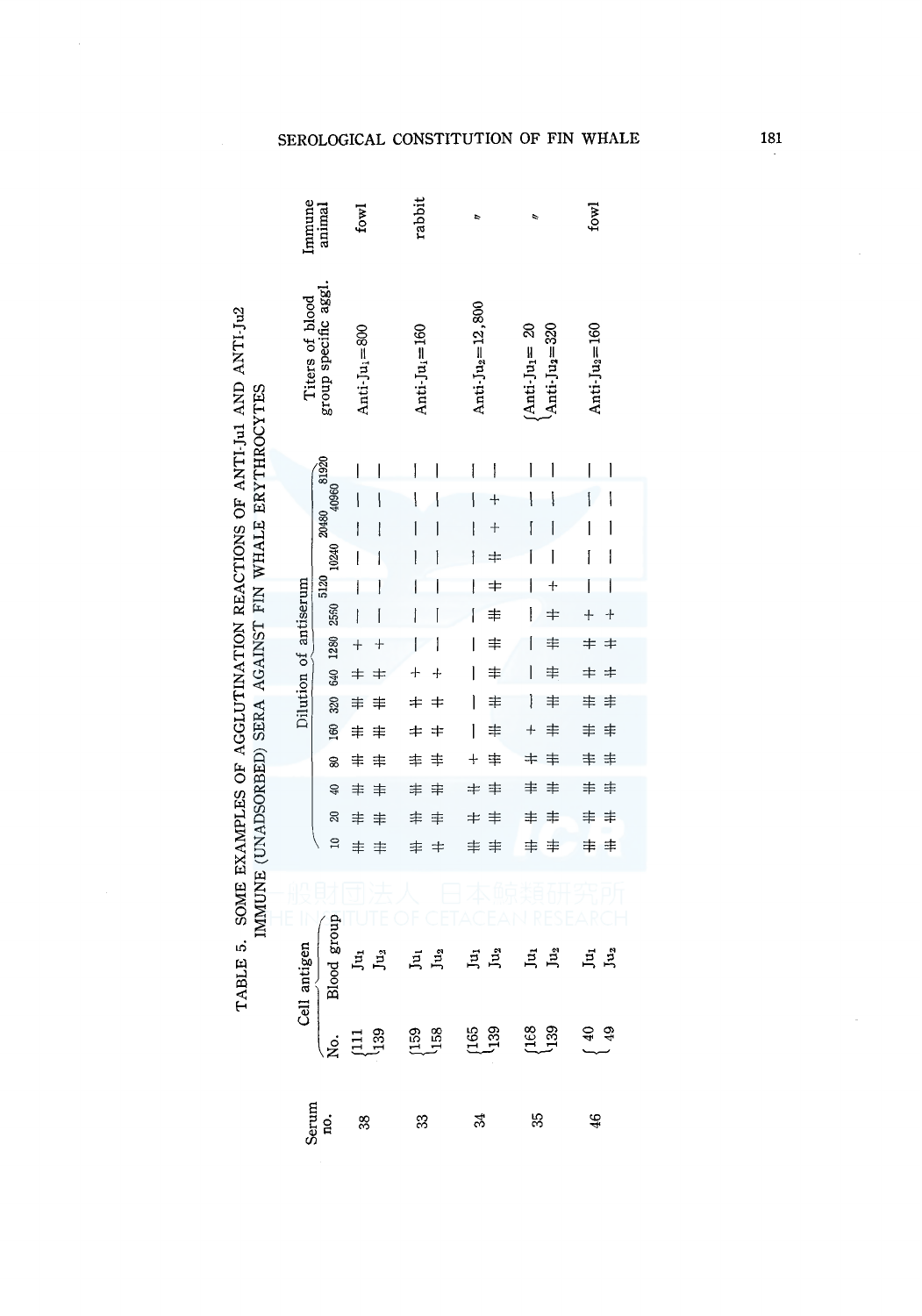TABLE 5. SOME EXAMPLES OF AGGLUTINATION REACTIONS OF ANTI-Ju1 AND ANTI-Ju2 IMMUNE (UNADSORBED) SERA AGAINST FIN WHALE ERYTHROCYTES

| Serum no. | Cell antigen | | Dilution of antiserum | | | | | | | | | | | | | | Titers of blood group specific aggl. | Immune animal |
|---|---|---|---|---|---|---|---|---|---|---|---|---|---|---|---|---|---|---|
| | No. | Blood group | 10 | 20 | 40 | 80 | 160 | 320 | 640 | 1280 | 2560 | 5120 | 10240 | 20480 | 40960 | 81920 | | |
| 38 | 111 | $Ju_1$ | # | # | # | # | # | # | ‡ | + | – | – | – | – | – | – | Anti-$Ju_1$=800 | fowl |
| | 139 | $Ju_2$ | # | # | # | # | # | # | ‡ | + | – | – | – | – | – | – | | |
| 33 | 159 | $Ju_1$ | # | # | # | # | ‡ | ‡ | + | – | – | – | – | – | – | – | Anti-$Ju_1$=160 | rabbit |
| | 158 | $Ju_2$ | ‡ | # | # | # | ‡ | ‡ | + | – | – | – | – | – | – | – | | |
| 34 | 165 | $Ju_1$ | # | ‡ | ‡ | + | – | – | – | – | – | – | – | – | – | – | Anti-$Ju_2$=12,800 | 〃 |
| | 139 | $Ju_2$ | # | ‡ | ‡ | # | # | # | # | # | # | ‡ | ‡ | + | + | – | | |
| 35 | 168 | $Ju_1$ | # | # | # | ‡ | + | – | – | – | – | – | – | – | – | – | Anti-$Ju_1$= 20<br>Anti-$Ju_2$=320 | 〃 |
| | 139 | $Ju_2$ | # | # | # | ‡ | # | # | # | # | ‡ | + | – | – | – | – | | |
| 46 | 40 | $Ju_1$ | # | # | # | # | # | # | ‡ | ‡ | + | – | – | – | – | – | Anti-$Ju_2$=160 | fowl |
| | 49 | $Ju_2$ | # | # | # | # | # | # | ‡ | ‡ | + | – | – | – | – | – | | |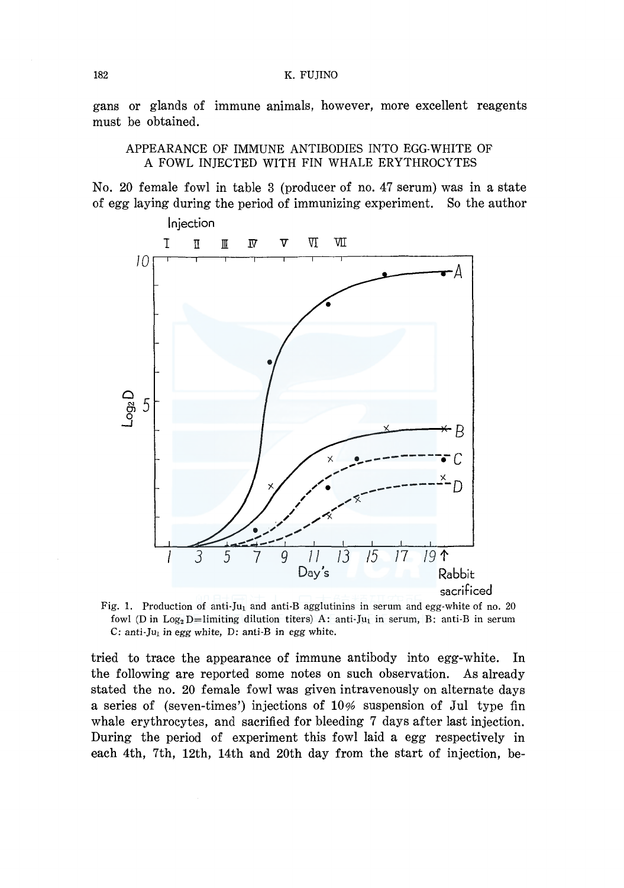gans or glands of immune animals, however, more excellent reagents must be obtained.

## APPEARANCE OF IMMUNE ANTIBODIES INTO EGG-WHITE OF A FOWL INJECTED WITH FIN WHALE ERYTHROCYTES

No. 20 female fowl in table 3 (producer of no. 47 serum) was in a state of egg laying during the period of immunizing experiment. So the author

Fig. 1. Production of anti-$Ju_1$ and anti-B agglutinins in serum and egg-white of no. 20 fowl (D in $Log_2 D$=limiting dilution titers) A: anti-$Ju_1$ in serum, B: anti-B in serum C: anti-$Ju_1$ in egg white, D: anti-B in egg white.

tried to trace the appearance of immune antibody into egg-white. In the following are reported some notes on such observation. As already stated the no. 20 female fowl was given intravenously on alternate days a series of (seven-times') injections of 10% suspension of Jul type fin whale erythrocytes, and sacrified for bleeding 7 days after last injection. During the period of experiment this fowl laid a egg respectively in each 4th, 7th, 12th, 14th and 20th day from the start of injection, be-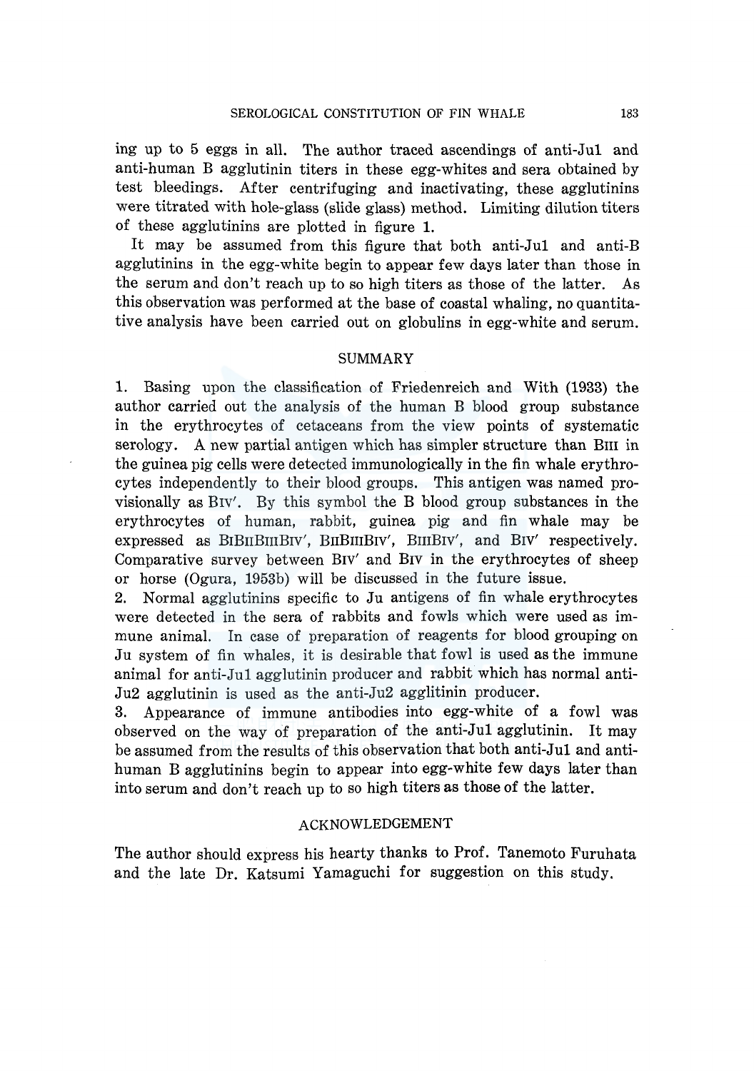ing up to 5 eggs in all. The author traced ascendings of anti-Ju1 and anti-human B agglutinin titers in these egg-whites and sera obtained by test bleedings. After centrifuging and inactivating, these agglutinins were titrated with hole-glass (slide glass) method. Limiting dilution titers of these agglutinins are plotted in figure 1.

It may be assumed from this figure that both anti-Ju1 and anti-B agglutinins in the egg-white begin to appear few days later than those in the serum and don't reach up to so high titers as those of the latter. As this observation was performed at the base of coastal whaling, no quantitative analysis have been carried out on globulins in egg-white and serum.

## SUMMARY

1. Basing upon the classification of Friedenreich and With (1933) the author carried out the analysis of the human B blood group substance in the erythrocytes of cetaceans from the view points of systematic serology. A new partial antigen which has simpler structure than $B_{III}$ in the guinea pig cells were detected immunologically in the fin whale erythrocytes independently to their blood groups. This antigen was named provisionally as $B_{IV}'$. By this symbol the B blood group substances in the erythrocytes of human, rabbit, guinea pig and fin whale may be expressed as $B_I B_{II} B_{III} B_{IV}'$, $B_{II} B_{III} B_{IV}'$, $B_{III} B_{IV}'$, and $B_{IV}'$ respectively. Comparative survey between $B_{IV}'$ and $B_{IV}$ in the erythrocytes of sheep or horse (Ogura, 1953b) will be discussed in the future issue.
2. Normal agglutinins specific to Ju antigens of fin whale erythrocytes were detected in the sera of rabbits and fowls which were used as immune animal. In case of preparation of reagents for blood grouping on Ju system of fin whales, it is desirable that fowl is used as the immune animal for anti-Ju1 agglutinin producer and rabbit which has normal anti-Ju2 agglutinin is used as the anti-Ju2 agglitinin producer.
3. Appearance of immune antibodies into egg-white of a fowl was observed on the way of preparation of the anti-Ju1 agglutinin. It may be assumed from the results of this observation that both anti-Ju1 and anti-human B agglutinins begin to appear into egg-white few days later than into serum and don't reach up to so high titers as those of the latter.

## ACKNOWLEDGEMENT

The author should express his hearty thanks to Prof. Tanemoto Furuhata and the late Dr. Katsumi Yamaguchi for suggestion on this study.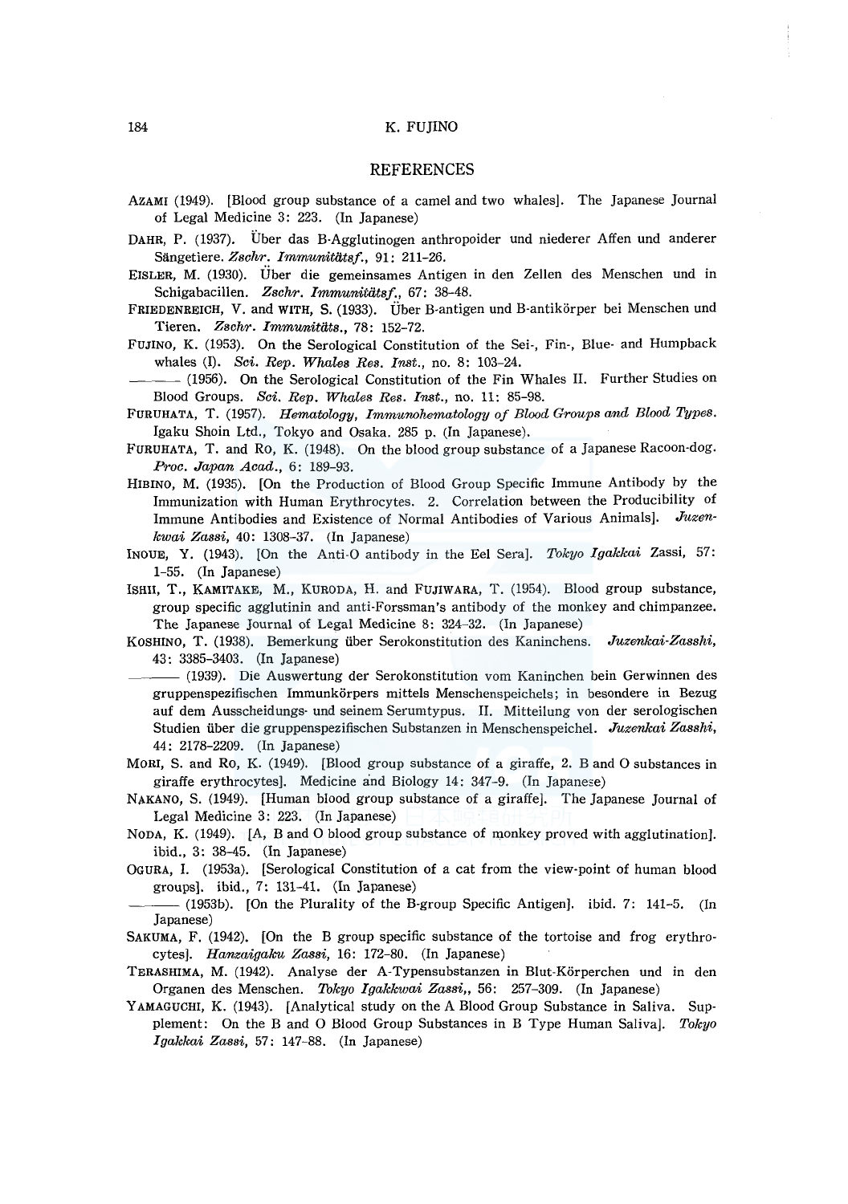## REFERENCES

AZAMI (1949). [Blood group substance of a camel and two whales]. The Japanese Journal of Legal Medicine 3: 223. (In Japanese)

DAHR, P. (1937). Über das B-Agglutinogen anthropoider und niederer Affen und anderer Sängetiere. *Zschr. Immunitätsf.*, 91: 211–26.

EISLER, M. (1930). Über die gemeinsames Antigen in den Zellen des Menschen und in Schigabacillen. *Zschr. Immunitätsf.*, 67: 38–48.

FRIEDENREICH, V. and WITH, S. (1933). Über B-antigen und B-antikörper bei Menschen und Tieren. *Zschr. Immunitäts.*, 78: 152–72.

FUJINO, K. (1953). On the Serological Constitution of the Sei-, Fin-, Blue- and Humpback whales (I). *Sci. Rep. Whales Res. Inst.*, no. 8: 103–24.

——— (1956). On the Serological Constitution of the Fin Whales II. Further Studies on Blood Groups. *Sci. Rep. Whales Res. Inst.*, no. 11: 85–98.

FURUHATA, T. (1957). *Hematology, Immunohematology of Blood Groups and Blood Types.* Igaku Shoin Ltd., Tokyo and Osaka. 285 p. (In Japanese).

FURUHATA, T. and RO, K. (1948). On the blood group substance of a Japanese Racoon-dog. *Proc. Japan Acad.*, 6: 189–93.

HIBINO, M. (1935). [On the Production of Blood Group Specific Immune Antibody by the Immunization with Human Erythrocytes. 2. Correlation between the Producibility of Immune Antibodies and Existence of Normal Antibodies of Various Animals]. *Juzenkwai Zassi*, 40: 1308–37. (In Japanese)

INOUE, Y. (1943). [On the Anti-O antibody in the Eel Sera]. *Tokyo Igakkai* Zassi, 57: 1–55. (In Japanese)

ISHII, T., KAMITAKE, M., KURODA, H. and FUJIWARA, T. (1954). Blood group substance, group specific agglutinin and anti-Forssman's antibody of the monkey and chimpanzee. The Japanese Journal of Legal Medicine 8: 324–32. (In Japanese)

KOSHINO, T. (1938). Bemerkung über Serokonstitution des Kaninchens. *Juzenkai-Zasshi*, 43: 3385–3403. (In Japanese)

——— (1939). Die Auswertung der Serokonstitution vom Kaninchen bein Gerwinnen des gruppenspezifischen Immunkörpers mittels Menschenspeichels; in besondere in Bezug auf dem Ausscheidungs- und seinem Serumtypus. II. Mitteilung von der serologischen Studien über die gruppenspezifischen Substanzen in Menschenspeichel. *Juzenkai Zasshi*, 44: 2178–2209. (In Japanese)

MORI, S. and RO, K. (1949). [Blood group substance of a giraffe, 2. B and O substances in giraffe erythrocytes]. Medicine and Biology 14: 347–9. (In Japanese)

NAKANO, S. (1949). [Human blood group substance of a giraffe]. The Japanese Journal of Legal Medicine 3: 223. (In Japanese)

NODA, K. (1949). [A, B and O blood group substance of monkey proved with agglutination]. ibid., 3: 38–45. (In Japanese)

OGURA, I. (1953a). [Serological Constitution of a cat from the view-point of human blood groups]. ibid., 7: 131–41. (In Japanese)

——— (1953b). [On the Plurality of the B-group Specific Antigen]. ibid. 7: 141–5. (In Japanese)

SAKUMA, F. (1942). [On the B group specific substance of the tortoise and frog erythrocytes]. *Hanzaigaku Zassi*, 16: 172–80. (In Japanese)

TERASHIMA, M. (1942). Analyse der A-Typensubstanzen in Blut-Körperchen und in den Organen des Menschen. *Tokyo Igakkwai Zassi,*, 56: 257–309. (In Japanese)

YAMAGUCHI, K. (1943). [Analytical study on the A Blood Group Substance in Saliva. Supplement: On the B and O Blood Group Substances in B Type Human Saliva]. *Tokyo Igakkai Zassi*, 57: 147–88. (In Japanese)